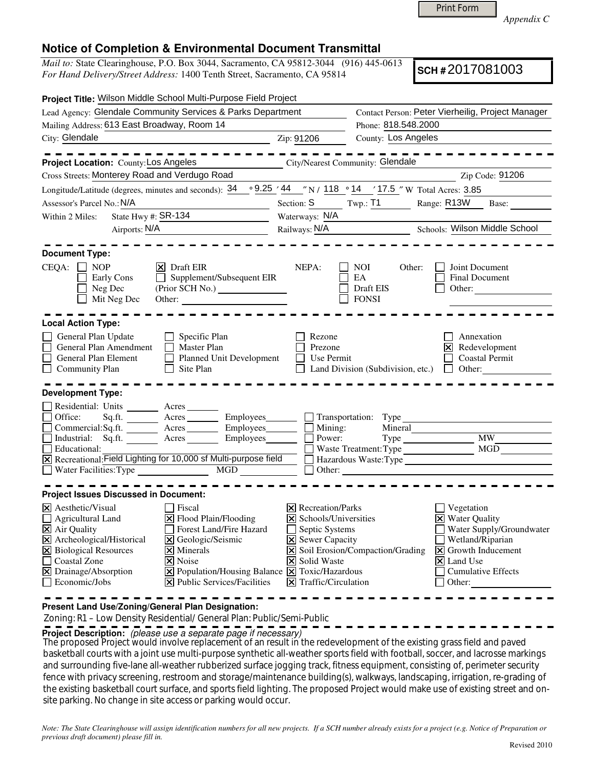Print Form

*Appendix C*

## Notice of Completion & Environmental Document Transmittal

*Mail to:* State Clearinghouse, P.O. Box 3044, Sacramento, CA 95812-3044 (916) 445-0613
*For Hand Delivery/Street Address:* 1400 Tenth Street, Sacramento, CA 95814

**SCH #** 2017081003

**Project Title:** Wilson Middle School Multi-Purpose Field Project

Lead Agency: Glendale Community Services & Parks Department
Contact Person: Peter Vierheilig, Project Manager
Mailing Address: 613 East Broadway, Room 14
Phone: 818.548.2000
City: Glendale
Zip: 91206
County: Los Angeles

**Project Location:** County: Los Angeles
City/Nearest Community: Glendale
Cross Streets: Monterey Road and Verdugo Road
Zip Code: 91206
Longitude/Latitude (degrees, minutes and seconds): 34 ° 9.25 ′ 44 ″ N / 118 ° 14 ′ 17.5 ″ W Total Acres: 3.85
Assessor's Parcel No.: N/A
Section: S Twp.: T1 Range: R13W Base:
Within 2 Miles: State Hwy #: SR-134
Waterways: N/A
Airports: N/A
Railways: N/A
Schools: Wilson Middle School

**Document Type:**

CEQA:
- [ ] NOP
- [ ] Early Cons
- [ ] Neg Dec
- [ ] Mit Neg Dec
- [x] Draft EIR
- [ ] Supplement/Subsequent EIR (Prior SCH No.)
- Other:

NEPA:
- [ ] NOI
- [ ] EA
- [ ] Draft EIS
- [ ] FONSI

Other:
- [ ] Joint Document
- [ ] Final Document
- [ ] Other:

**Local Action Type:**

- [ ] General Plan Update
- [ ] General Plan Amendment
- [ ] General Plan Element
- [ ] Community Plan
- [ ] Specific Plan
- [ ] Master Plan
- [ ] Planned Unit Development
- [ ] Site Plan
- [ ] Rezone
- [ ] Prezone
- [ ] Use Permit
- [ ] Land Division (Subdivision, etc.)
- [ ] Annexation
- [x] Redevelopment
- [ ] Coastal Permit
- [ ] Other:

**Development Type:**

- [ ] Residential: Units Acres
- [ ] Office: Sq.ft. Acres Employees
- [ ] Commercial: Sq.ft. Acres Employees
- [ ] Industrial: Sq.ft. Acres Employees
- [ ] Educational:
- [x] Recreational: Field Lighting for 10,000 sf Multi-purpose field
- [ ] Water Facilities: Type MGD
- [ ] Transportation: Type
- [ ] Mining: Mineral
- [ ] Power: Type MW
- [ ] Waste Treatment: Type MGD
- [ ] Hazardous Waste: Type
- [ ] Other:

**Project Issues Discussed in Document:**

- [x] Aesthetic/Visual
- [ ] Agricultural Land
- [x] Air Quality
- [x] Archeological/Historical
- [x] Biological Resources
- [ ] Coastal Zone
- [x] Drainage/Absorption
- [ ] Economic/Jobs
- [ ] Fiscal
- [x] Flood Plain/Flooding
- [ ] Forest Land/Fire Hazard
- [x] Geologic/Seismic
- [x] Minerals
- [x] Noise
- [x] Population/Housing Balance
- [x] Public Services/Facilities
- [x] Recreation/Parks
- [x] Schools/Universities
- [ ] Septic Systems
- [x] Sewer Capacity
- [x] Soil Erosion/Compaction/Grading
- [x] Solid Waste
- [x] Toxic/Hazardous
- [x] Traffic/Circulation
- [ ] Vegetation
- [x] Water Quality
- [ ] Water Supply/Groundwater
- [ ] Wetland/Riparian
- [x] Growth Inducement
- [x] Land Use
- [ ] Cumulative Effects
- [ ] Other:

**Present Land Use/Zoning/General Plan Designation:**

Zoning: R1 – Low Density Residential/ General Plan: Public/Semi-Public

**Project Description:** *(please use a separate page if necessary)*

The proposed Project would involve replacement of an result in the redevelopment of the existing grass field and paved basketball courts with a joint use multi-purpose synthetic all-weather sports field with football, soccer, and lacrosse markings and surrounding five-lane all-weather rubberized surface jogging track, fitness equipment, consisting of, perimeter security fence with privacy screening, restroom and storage/maintenance building(s), walkways, landscaping, irrigation, re-grading of the existing basketball court surface, and sports field lighting. The proposed Project would make use of existing street and on-site parking. No change in site access or parking would occur.

*Note: The State Clearinghouse will assign identification numbers for all new projects. If a SCH number already exists for a project (e.g. Notice of Preparation or previous draft document) please fill in.*

Revised 2010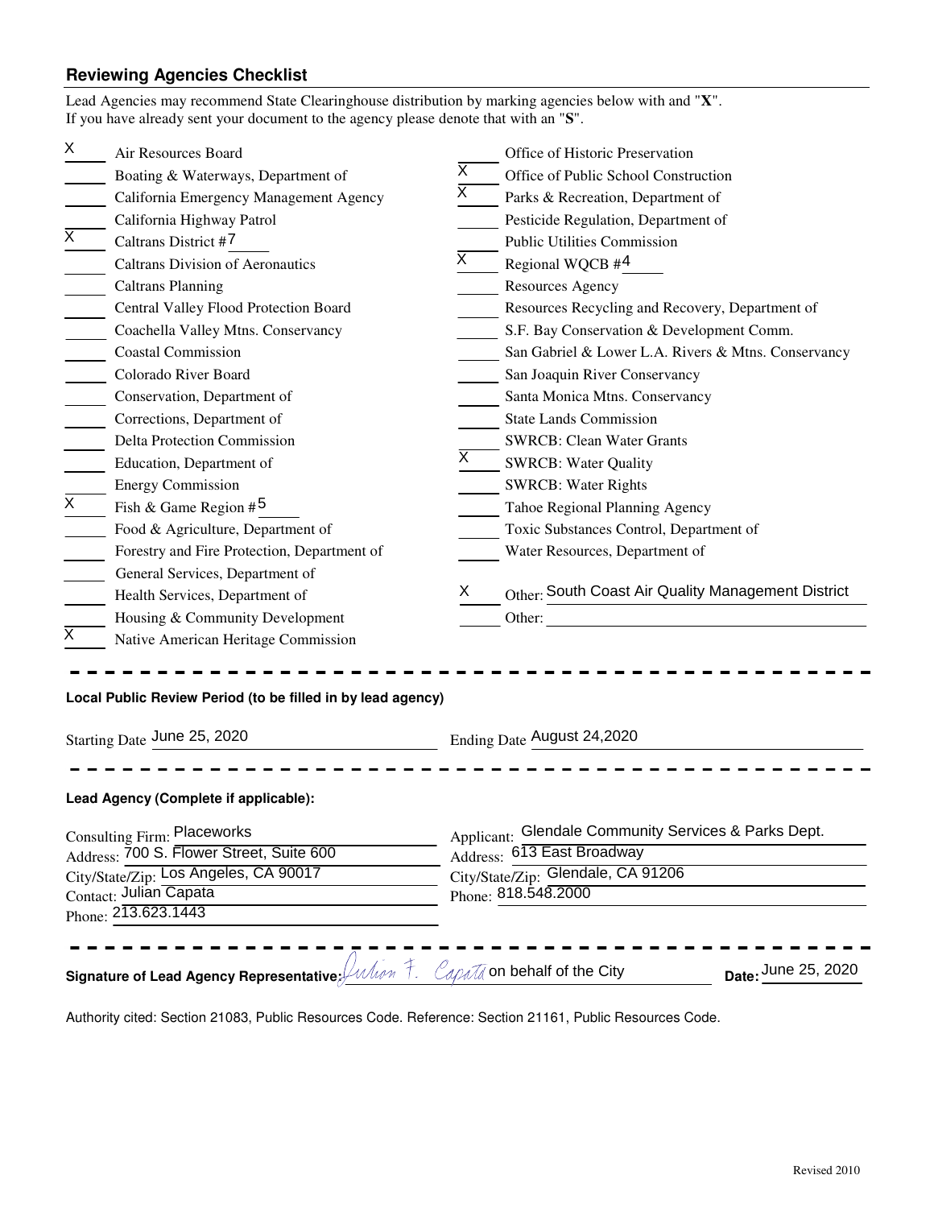## Reviewing Agencies Checklist

Lead Agencies may recommend State Clearinghouse distribution by marking agencies below with and "**X**".
If you have already sent your document to the agency please denote that with an "**S**".

| | | | |
|---|---|---|---|
| X | Air Resources Board | | Office of Historic Preservation |
| | Boating & Waterways, Department of | X | Office of Public School Construction |
| | California Emergency Management Agency | X | Parks & Recreation, Department of |
| | California Highway Patrol | | Pesticide Regulation, Department of |
| X | Caltrans District # 7 | | Public Utilities Commission |
| | Caltrans Division of Aeronautics | X | Regional WQCB # 4 |
| | Caltrans Planning | | Resources Agency |
| | Central Valley Flood Protection Board | | Resources Recycling and Recovery, Department of |
| | Coachella Valley Mtns. Conservancy | | S.F. Bay Conservation & Development Comm. |
| | Coastal Commission | | San Gabriel & Lower L.A. Rivers & Mtns. Conservancy |
| | Colorado River Board | | San Joaquin River Conservancy |
| | Conservation, Department of | | Santa Monica Mtns. Conservancy |
| | Corrections, Department of | | State Lands Commission |
| | Delta Protection Commission | | SWRCB: Clean Water Grants |
| | Education, Department of | X | SWRCB: Water Quality |
| | Energy Commission | | SWRCB: Water Rights |
| X | Fish & Game Region # 5 | | Tahoe Regional Planning Agency |
| | Food & Agriculture, Department of | | Toxic Substances Control, Department of |
| | Forestry and Fire Protection, Department of | | Water Resources, Department of |
| | General Services, Department of | | |
| | Health Services, Department of | X | Other: South Coast Air Quality Management District |
| | Housing & Community Development | | Other: |
| X | Native American Heritage Commission | | |

**Local Public Review Period (to be filled in by lead agency)**

Starting Date June 25, 2020    Ending Date August 24,2020

**Lead Agency (Complete if applicable):**

Consulting Firm: Placeworks
Address: 700 S. Flower Street, Suite 600
City/State/Zip: Los Angeles, CA 90017
Contact: Julian Capata
Phone: 213.623.1443

Applicant: Glendale Community Services & Parks Dept.
Address: 613 East Broadway
City/State/Zip: Glendale, CA 91206
Phone: 818.548.2000

**Signature of Lead Agency Representative:** Julian F. Capata on behalf of the City    **Date:** June 25, 2020

Authority cited: Section 21083, Public Resources Code. Reference: Section 21161, Public Resources Code.

Revised 2010